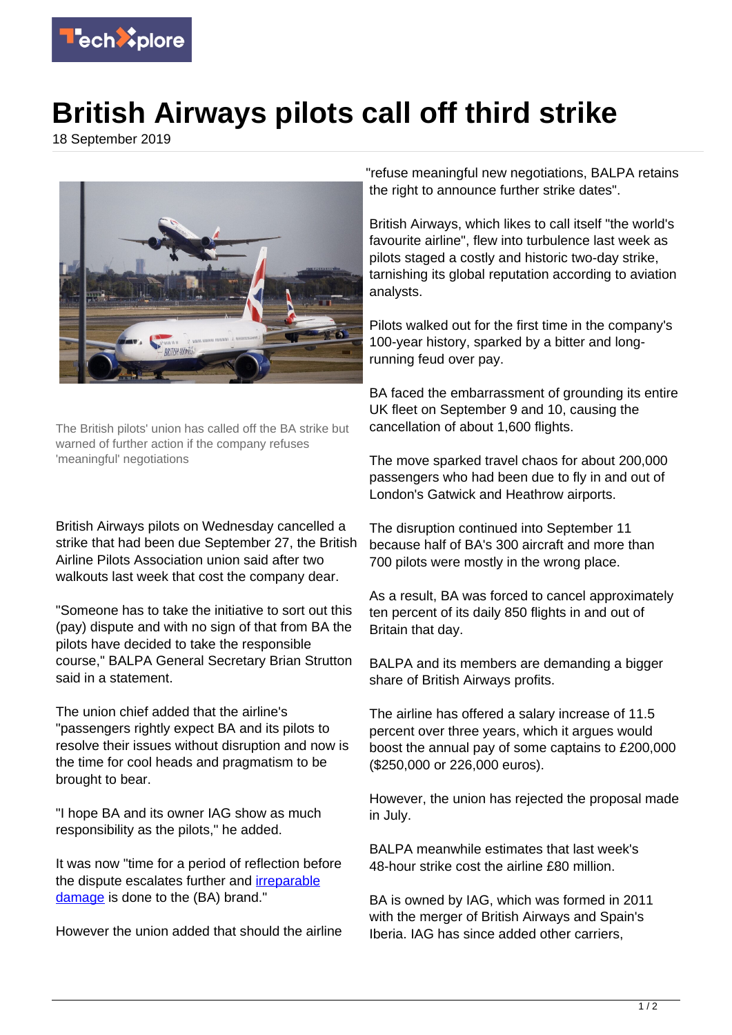# British Airways pilots call off third strike

18 September 2019

The British pilots' union has called off the BA strike but warned of further action if the company refuses 'meaningful' negotiations

British Airways pilots on Wednesday cancelled a strike that had been due September 27, the British Airline Pilots Association union said after two walkouts last week that cost the company dear.

"Someone has to take the initiative to sort out this (pay) dispute and with no sign of that from BA the pilots have decided to take the responsible course," BALPA General Secretary Brian Strutton said in a statement.

The union chief added that the airline's "passengers rightly expect BA and its pilots to resolve their issues without disruption and now is the time for cool heads and pragmatism to be brought to bear.

"I hope BA and its owner IAG show as much responsibility as the pilots," he added.

It was now "time for a period of reflection before the dispute escalates further and irreparable damage is done to the (BA) brand."

However the union added that should the airline "refuse meaningful new negotiations, BALPA retains the right to announce further strike dates".

British Airways, which likes to call itself "the world's favourite airline", flew into turbulence last week as pilots staged a costly and historic two-day strike, tarnishing its global reputation according to aviation analysts.

Pilots walked out for the first time in the company's 100-year history, sparked by a bitter and long-running feud over pay.

BA faced the embarrassment of grounding its entire UK fleet on September 9 and 10, causing the cancellation of about 1,600 flights.

The move sparked travel chaos for about 200,000 passengers who had been due to fly in and out of London's Gatwick and Heathrow airports.

The disruption continued into September 11 because half of BA's 300 aircraft and more than 700 pilots were mostly in the wrong place.

As a result, BA was forced to cancel approximately ten percent of its daily 850 flights in and out of Britain that day.

BALPA and its members are demanding a bigger share of British Airways profits.

The airline has offered a salary increase of 11.5 percent over three years, which it argues would boost the annual pay of some captains to £200,000 ($250,000 or 226,000 euros).

However, the union has rejected the proposal made in July.

BALPA meanwhile estimates that last week's 48-hour strike cost the airline £80 million.

BA is owned by IAG, which was formed in 2011 with the merger of British Airways and Spain's Iberia. IAG has since added other carriers,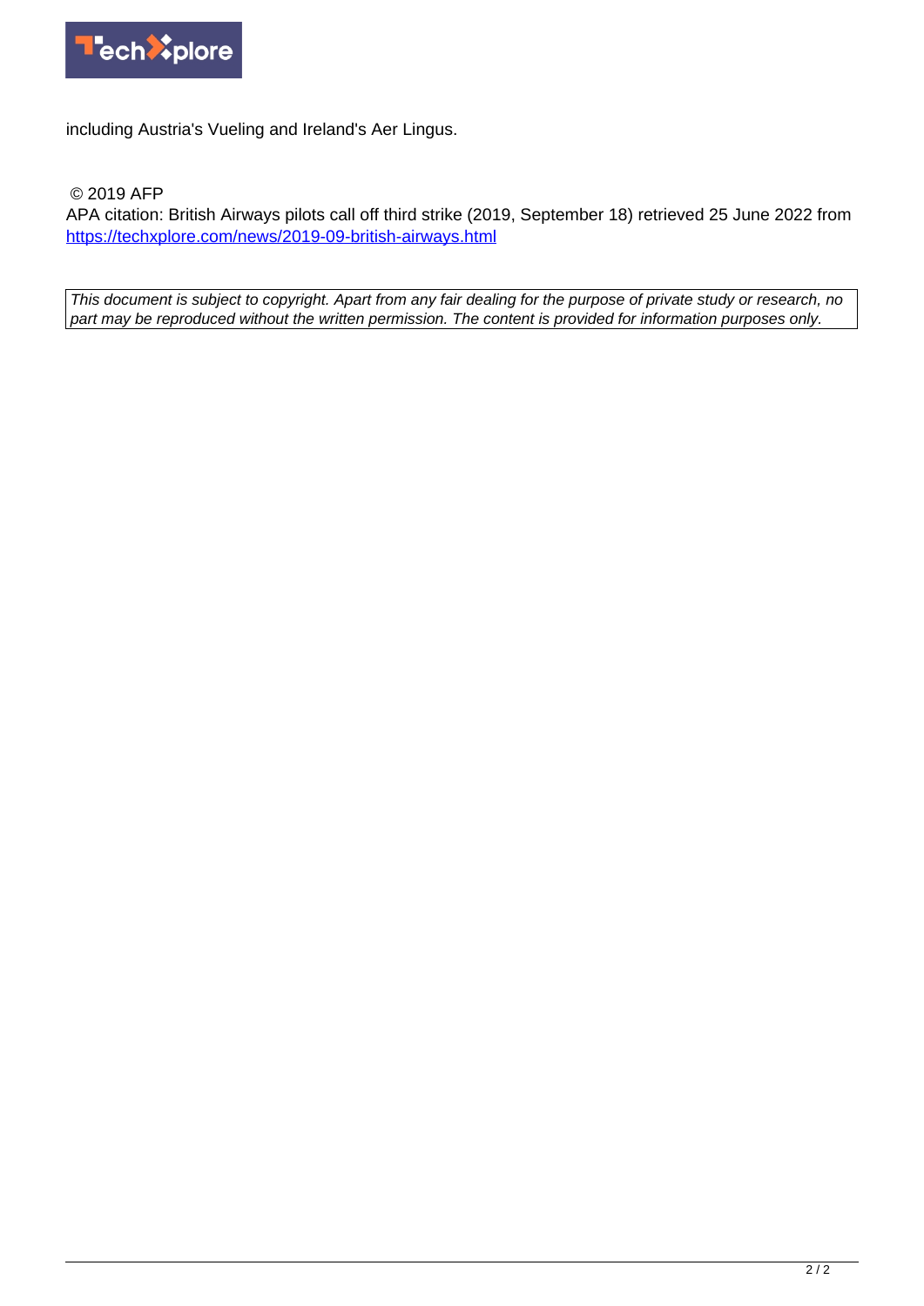including Austria's Vueling and Ireland's Aer Lingus.

© 2019 AFP

APA citation: British Airways pilots call off third strike (2019, September 18) retrieved 25 June 2022 from https://techxplore.com/news/2019-09-british-airways.html

*This document is subject to copyright. Apart from any fair dealing for the purpose of private study or research, no part may be reproduced without the written permission. The content is provided for information purposes only.*